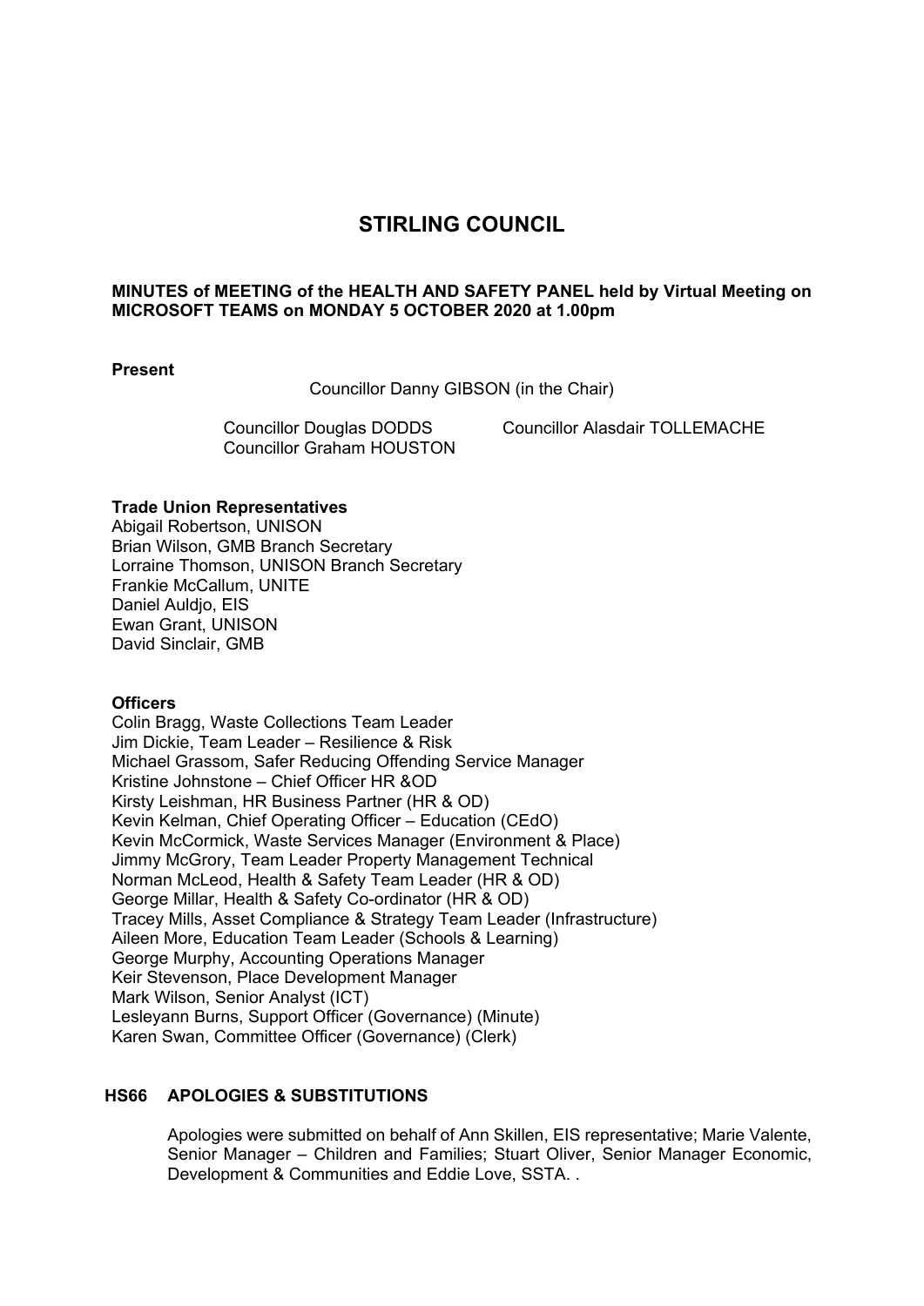# STIRLING COUNCIL

**MINUTES of MEETING of the HEALTH AND SAFETY PANEL held by Virtual Meeting on MICROSOFT TEAMS on MONDAY 5 OCTOBER 2020 at 1.00pm**

**Present**

Councillor Danny GIBSON (in the Chair)

Councillor Douglas DODDS
Councillor Alasdair TOLLEMACHE
Councillor Graham HOUSTON

**Trade Union Representatives**

Abigail Robertson, UNISON
Brian Wilson, GMB Branch Secretary
Lorraine Thomson, UNISON Branch Secretary
Frankie McCallum, UNITE
Daniel Auldjo, EIS
Ewan Grant, UNISON
David Sinclair, GMB

**Officers**

Colin Bragg, Waste Collections Team Leader
Jim Dickie, Team Leader – Resilience & Risk
Michael Grassom, Safer Reducing Offending Service Manager
Kristine Johnstone – Chief Officer HR &OD
Kirsty Leishman, HR Business Partner (HR & OD)
Kevin Kelman, Chief Operating Officer – Education (CEdO)
Kevin McCormick, Waste Services Manager (Environment & Place)
Jimmy McGrory, Team Leader Property Management Technical
Norman McLeod, Health & Safety Team Leader (HR & OD)
George Millar, Health & Safety Co-ordinator (HR & OD)
Tracey Mills, Asset Compliance & Strategy Team Leader (Infrastructure)
Aileen More, Education Team Leader (Schools & Learning)
George Murphy, Accounting Operations Manager
Keir Stevenson, Place Development Manager
Mark Wilson, Senior Analyst (ICT)
Lesleyann Burns, Support Officer (Governance) (Minute)
Karen Swan, Committee Officer (Governance) (Clerk)

## HS66 APOLOGIES & SUBSTITUTIONS

Apologies were submitted on behalf of Ann Skillen, EIS representative; Marie Valente, Senior Manager – Children and Families; Stuart Oliver, Senior Manager Economic, Development & Communities and Eddie Love, SSTA. .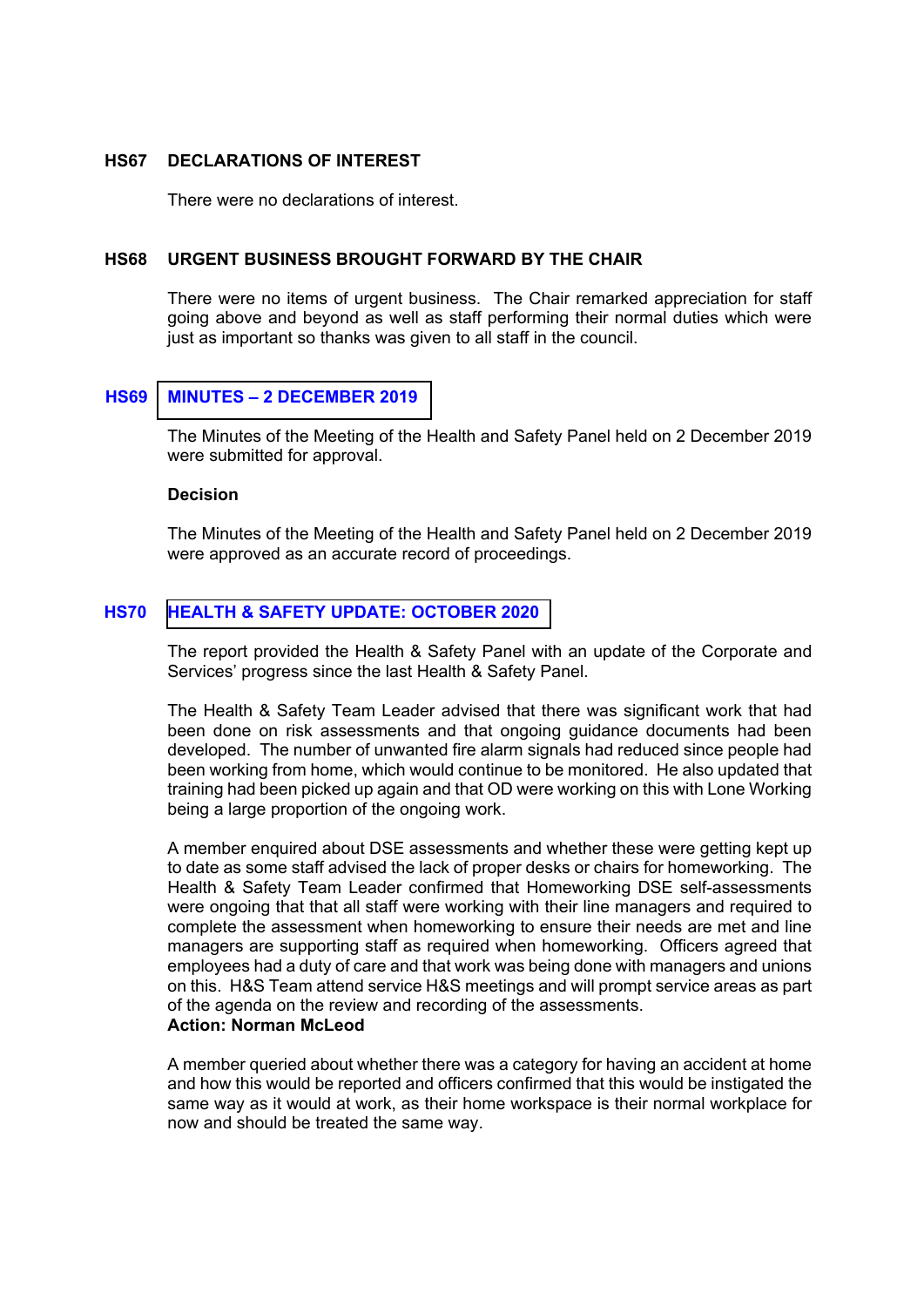## HS67 DECLARATIONS OF INTEREST

There were no declarations of interest.

## HS68 URGENT BUSINESS BROUGHT FORWARD BY THE CHAIR

There were no items of urgent business. The Chair remarked appreciation for staff going above and beyond as well as staff performing their normal duties which were just as important so thanks was given to all staff in the council.

## HS69 MINUTES – 2 DECEMBER 2019

The Minutes of the Meeting of the Health and Safety Panel held on 2 December 2019 were submitted for approval.

**Decision**

The Minutes of the Meeting of the Health and Safety Panel held on 2 December 2019 were approved as an accurate record of proceedings.

## HS70 HEALTH & SAFETY UPDATE: OCTOBER 2020

The report provided the Health & Safety Panel with an update of the Corporate and Services' progress since the last Health & Safety Panel.

The Health & Safety Team Leader advised that there was significant work that had been done on risk assessments and that ongoing guidance documents had been developed. The number of unwanted fire alarm signals had reduced since people had been working from home, which would continue to be monitored. He also updated that training had been picked up again and that OD were working on this with Lone Working being a large proportion of the ongoing work.

A member enquired about DSE assessments and whether these were getting kept up to date as some staff advised the lack of proper desks or chairs for homeworking. The Health & Safety Team Leader confirmed that Homeworking DSE self-assessments were ongoing that that all staff were working with their line managers and required to complete the assessment when homeworking to ensure their needs are met and line managers are supporting staff as required when homeworking. Officers agreed that employees had a duty of care and that work was being done with managers and unions on this. H&S Team attend service H&S meetings and will prompt service areas as part of the agenda on the review and recording of the assessments.
**Action: Norman McLeod**

A member queried about whether there was a category for having an accident at home and how this would be reported and officers confirmed that this would be instigated the same way as it would at work, as their home workspace is their normal workplace for now and should be treated the same way.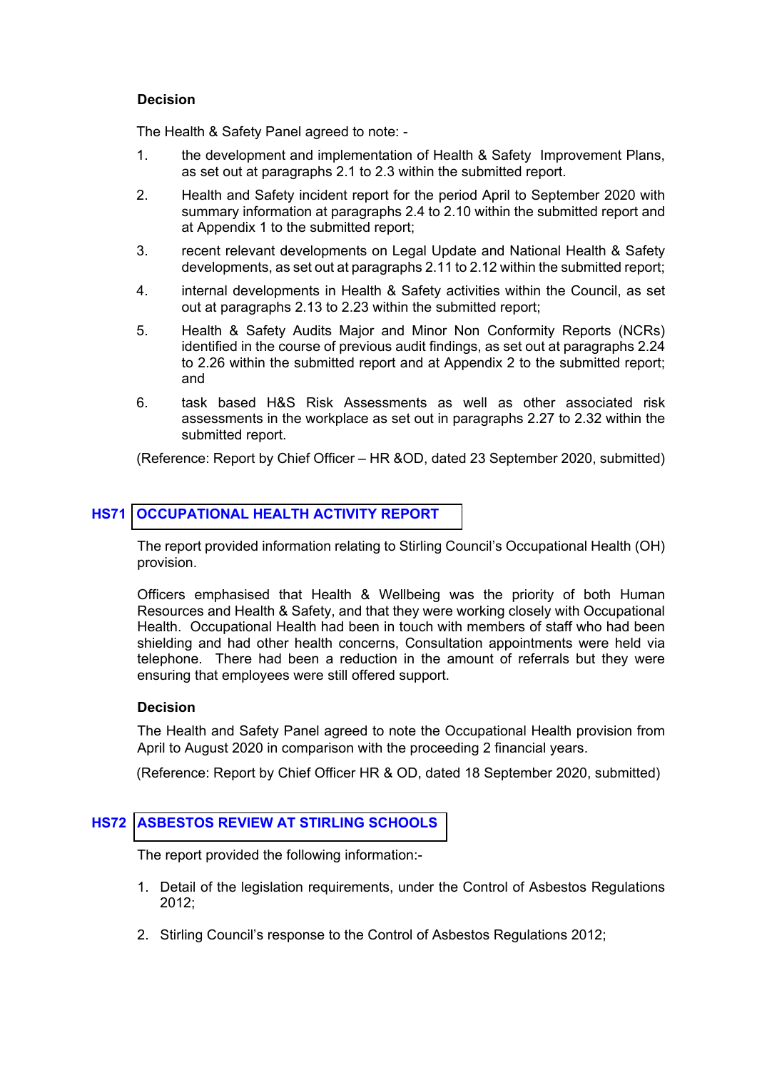**Decision**

The Health & Safety Panel agreed to note: -

1. the development and implementation of Health & Safety Improvement Plans, as set out at paragraphs 2.1 to 2.3 within the submitted report.
2. Health and Safety incident report for the period April to September 2020 with summary information at paragraphs 2.4 to 2.10 within the submitted report and at Appendix 1 to the submitted report;
3. recent relevant developments on Legal Update and National Health & Safety developments, as set out at paragraphs 2.11 to 2.12 within the submitted report;
4. internal developments in Health & Safety activities within the Council, as set out at paragraphs 2.13 to 2.23 within the submitted report;
5. Health & Safety Audits Major and Minor Non Conformity Reports (NCRs) identified in the course of previous audit findings, as set out at paragraphs 2.24 to 2.26 within the submitted report and at Appendix 2 to the submitted report; and
6. task based H&S Risk Assessments as well as other associated risk assessments in the workplace as set out in paragraphs 2.27 to 2.32 within the submitted report.

(Reference: Report by Chief Officer – HR &OD, dated 23 September 2020, submitted)

## HS71 OCCUPATIONAL HEALTH ACTIVITY REPORT

The report provided information relating to Stirling Council's Occupational Health (OH) provision.

Officers emphasised that Health & Wellbeing was the priority of both Human Resources and Health & Safety, and that they were working closely with Occupational Health. Occupational Health had been in touch with members of staff who had been shielding and had other health concerns, Consultation appointments were held via telephone. There had been a reduction in the amount of referrals but they were ensuring that employees were still offered support.

**Decision**

The Health and Safety Panel agreed to note the Occupational Health provision from April to August 2020 in comparison with the proceeding 2 financial years.

(Reference: Report by Chief Officer HR & OD, dated 18 September 2020, submitted)

## HS72 ASBESTOS REVIEW AT STIRLING SCHOOLS

The report provided the following information:-

1. Detail of the legislation requirements, under the Control of Asbestos Regulations 2012;
2. Stirling Council's response to the Control of Asbestos Regulations 2012;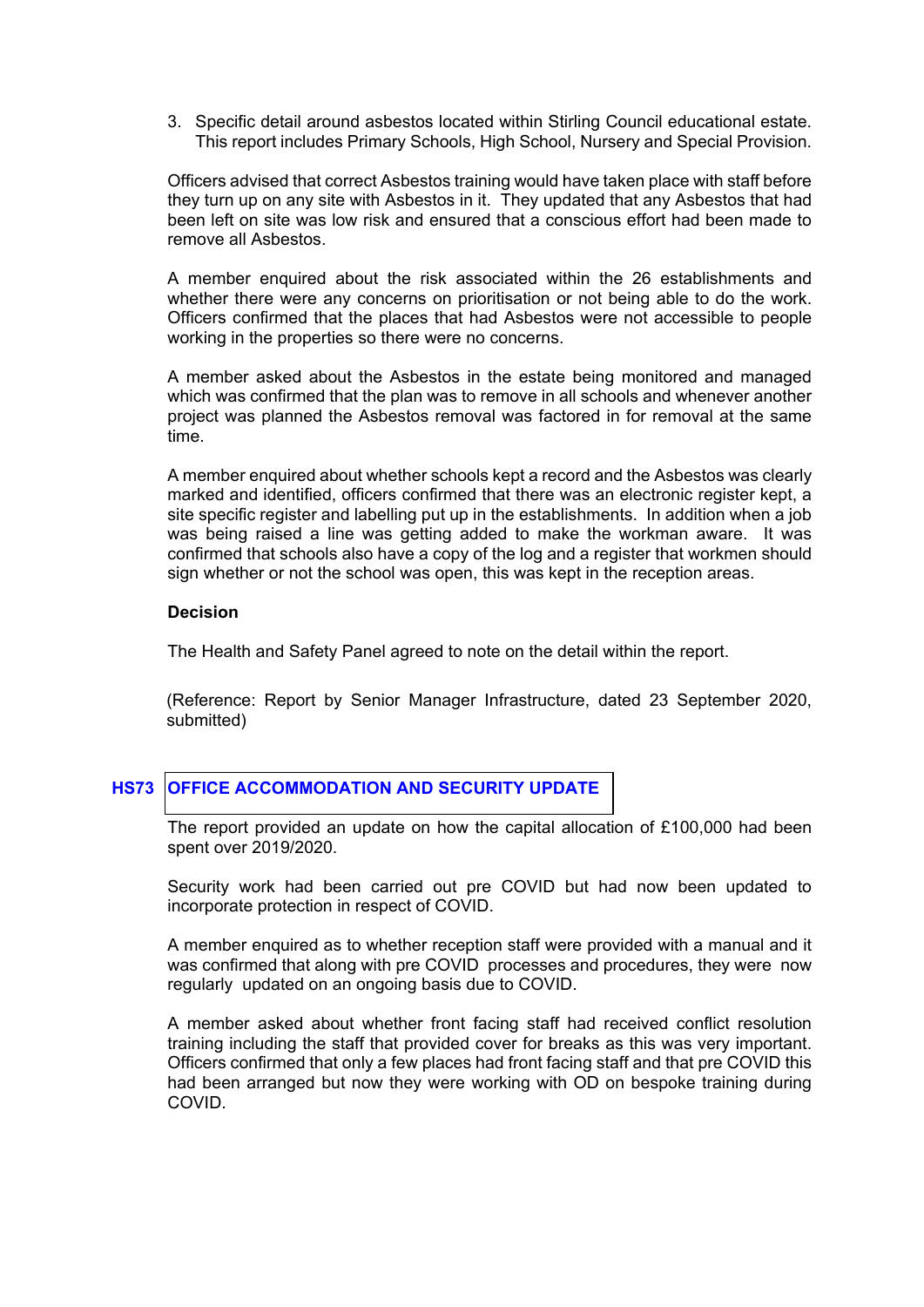3. Specific detail around asbestos located within Stirling Council educational estate. This report includes Primary Schools, High School, Nursery and Special Provision.

Officers advised that correct Asbestos training would have taken place with staff before they turn up on any site with Asbestos in it. They updated that any Asbestos that had been left on site was low risk and ensured that a conscious effort had been made to remove all Asbestos.

A member enquired about the risk associated within the 26 establishments and whether there were any concerns on prioritisation or not being able to do the work. Officers confirmed that the places that had Asbestos were not accessible to people working in the properties so there were no concerns.

A member asked about the Asbestos in the estate being monitored and managed which was confirmed that the plan was to remove in all schools and whenever another project was planned the Asbestos removal was factored in for removal at the same time.

A member enquired about whether schools kept a record and the Asbestos was clearly marked and identified, officers confirmed that there was an electronic register kept, a site specific register and labelling put up in the establishments. In addition when a job was being raised a line was getting added to make the workman aware. It was confirmed that schools also have a copy of the log and a register that workmen should sign whether or not the school was open, this was kept in the reception areas.

**Decision**

The Health and Safety Panel agreed to note on the detail within the report.

(Reference: Report by Senior Manager Infrastructure, dated 23 September 2020, submitted)

## HS73 OFFICE ACCOMMODATION AND SECURITY UPDATE

The report provided an update on how the capital allocation of £100,000 had been spent over 2019/2020.

Security work had been carried out pre COVID but had now been updated to incorporate protection in respect of COVID.

A member enquired as to whether reception staff were provided with a manual and it was confirmed that along with pre COVID processes and procedures, they were now regularly updated on an ongoing basis due to COVID.

A member asked about whether front facing staff had received conflict resolution training including the staff that provided cover for breaks as this was very important. Officers confirmed that only a few places had front facing staff and that pre COVID this had been arranged but now they were working with OD on bespoke training during COVID.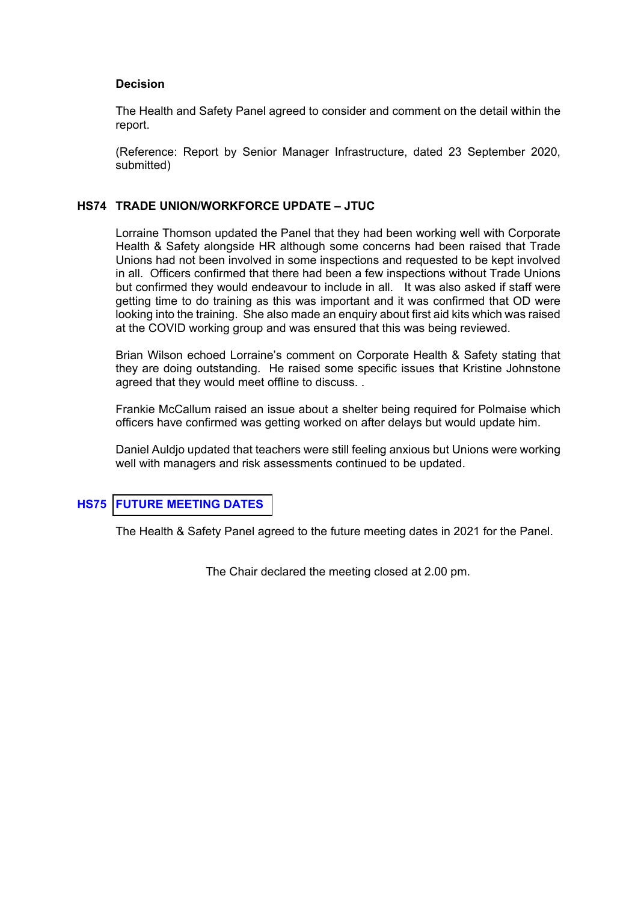**Decision**

The Health and Safety Panel agreed to consider and comment on the detail within the report.

(Reference: Report by Senior Manager Infrastructure, dated 23 September 2020, submitted)

## HS74 TRADE UNION/WORKFORCE UPDATE – JTUC

Lorraine Thomson updated the Panel that they had been working well with Corporate Health & Safety alongside HR although some concerns had been raised that Trade Unions had not been involved in some inspections and requested to be kept involved in all. Officers confirmed that there had been a few inspections without Trade Unions but confirmed they would endeavour to include in all. It was also asked if staff were getting time to do training as this was important and it was confirmed that OD were looking into the training. She also made an enquiry about first aid kits which was raised at the COVID working group and was ensured that this was being reviewed.

Brian Wilson echoed Lorraine's comment on Corporate Health & Safety stating that they are doing outstanding. He raised some specific issues that Kristine Johnstone agreed that they would meet offline to discuss. .

Frankie McCallum raised an issue about a shelter being required for Polmaise which officers have confirmed was getting worked on after delays but would update him.

Daniel Auldjo updated that teachers were still feeling anxious but Unions were working well with managers and risk assessments continued to be updated.

## HS75 FUTURE MEETING DATES

The Health & Safety Panel agreed to the future meeting dates in 2021 for the Panel.

The Chair declared the meeting closed at 2.00 pm.